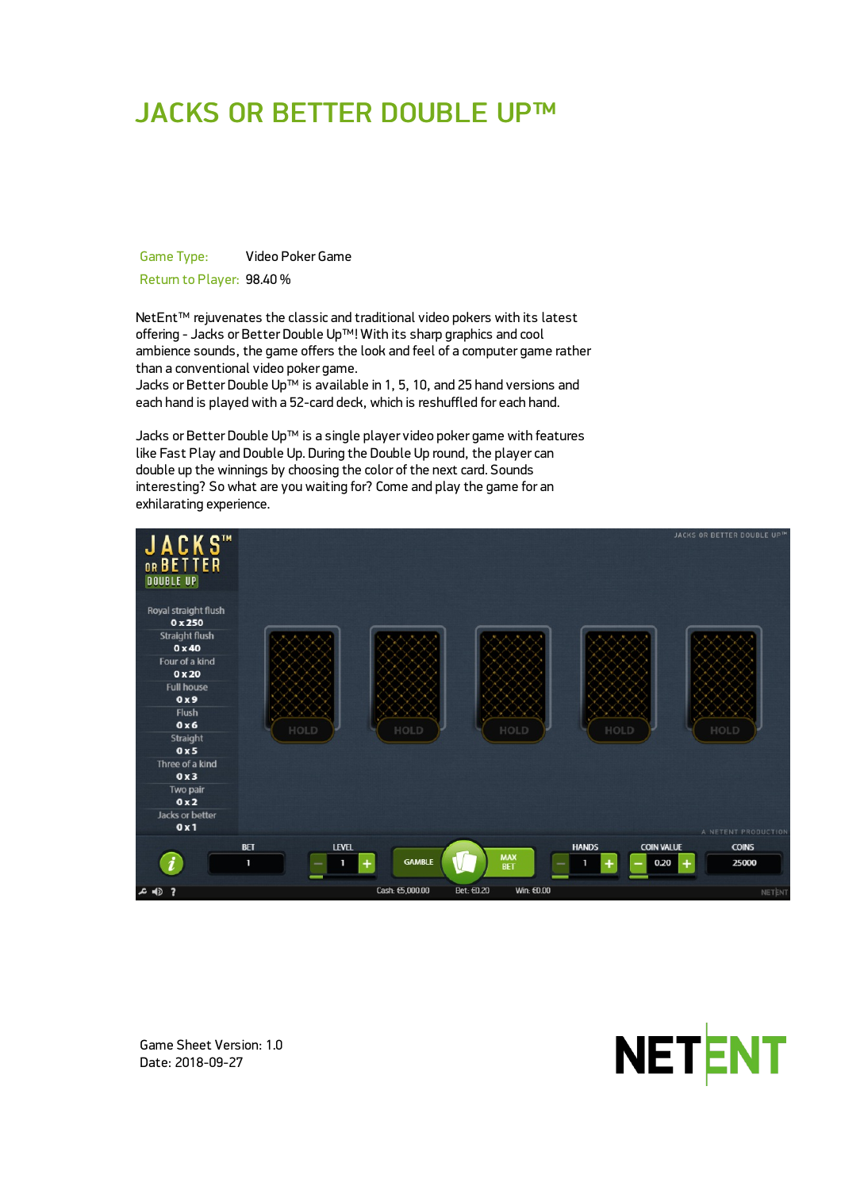# JACKS OR BETTER DOUBLE UP™

Game Type: Video Poker Game

Return to Player: 98.40 %

NetEnt™ rejuvenates the classic and traditional video pokers with its latest offering - Jacks or Better Double Up™! With its sharp graphics and cool ambience sounds, the game offers the look and feel of a computer game rather than a conventional video poker game.
Jacks or Better Double Up™ is available in 1, 5, 10, and 25 hand versions and each hand is played with a 52-card deck, which is reshuffled for each hand.

Jacks or Better Double Up™ is a single player video poker game with features like Fast Play and Double Up. During the Double Up round, the player can double up the winnings by choosing the color of the next card. Sounds interesting? So what are you waiting for? Come and play the game for an exhilarating experience.

Game Sheet Version: 1.0
Date: 2018-09-27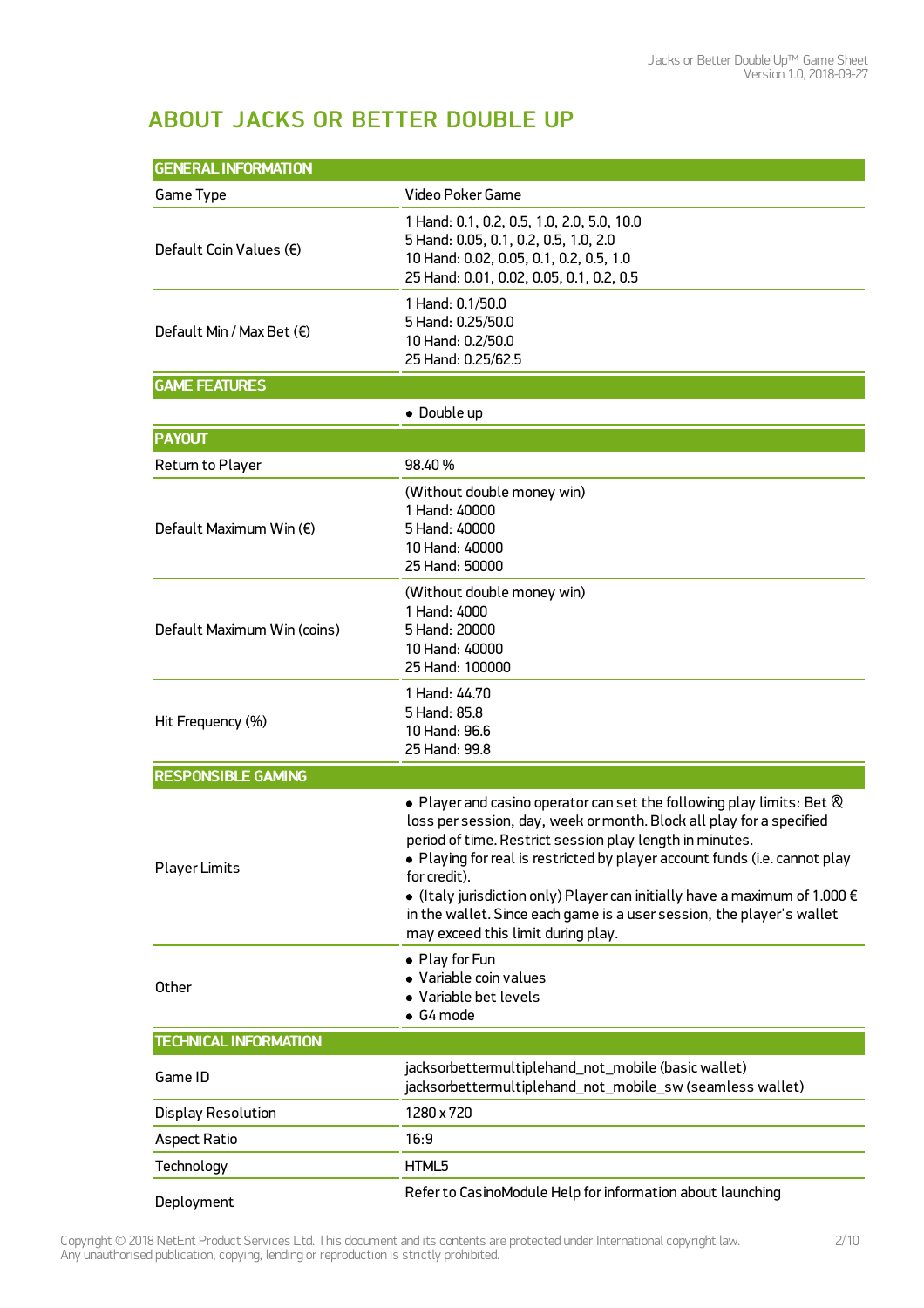# ABOUT JACKS OR BETTER DOUBLE UP

| GENERAL INFORMATION | |
|---|---|
| Game Type | Video Poker Game |
| Default Coin Values (€) | 1 Hand: 0.1, 0.2, 0.5, 1.0, 2.0, 5.0, 10.0<br>5 Hand: 0.05, 0.1, 0.2, 0.5, 1.0, 2.0<br>10 Hand: 0.02, 0.05, 0.1, 0.2, 0.5, 1.0<br>25 Hand: 0.01, 0.02, 0.05, 0.1, 0.2, 0.5 |
| Default Min / Max Bet (€) | 1 Hand: 0.1/50.0<br>5 Hand: 0.25/50.0<br>10 Hand: 0.2/50.0<br>25 Hand: 0.25/62.5 |
| **GAME FEATURES** | |
| | • Double up |
| **PAYOUT** | |
| Return to Player | 98.40 % |
| Default Maximum Win (€) | (Without double money win)<br>1 Hand: 40000<br>5 Hand: 40000<br>10 Hand: 40000<br>25 Hand: 50000 |
| Default Maximum Win (coins) | (Without double money win)<br>1 Hand: 4000<br>5 Hand: 20000<br>10 Hand: 40000<br>25 Hand: 100000 |
| Hit Frequency (%) | 1 Hand: 44.70<br>5 Hand: 85.8<br>10 Hand: 96.6<br>25 Hand: 99.8 |
| **RESPONSIBLE GAMING** | |
| Player Limits | • Player and casino operator can set the following play limits: Bet & loss per session, day, week or month. Block all play for a specified period of time. Restrict session play length in minutes.<br>• Playing for real is restricted by player account funds (i.e. cannot play for credit).<br>• (Italy jurisdiction only) Player can initially have a maximum of 1.000 € in the wallet. Since each game is a user session, the player's wallet may exceed this limit during play. |
| Other | • Play for Fun<br>• Variable coin values<br>• Variable bet levels<br>• G4 mode |
| **TECHNICAL INFORMATION** | |
| Game ID | jacksorbettermultiplehand_not_mobile (basic wallet)<br>jacksorbettermultiplehand_not_mobile_sw (seamless wallet) |
| Display Resolution | 1280 x 720 |
| Aspect Ratio | 16:9 |
| Technology | HTML5 |
| Deployment | Refer to CasinoModule Help for information about launching |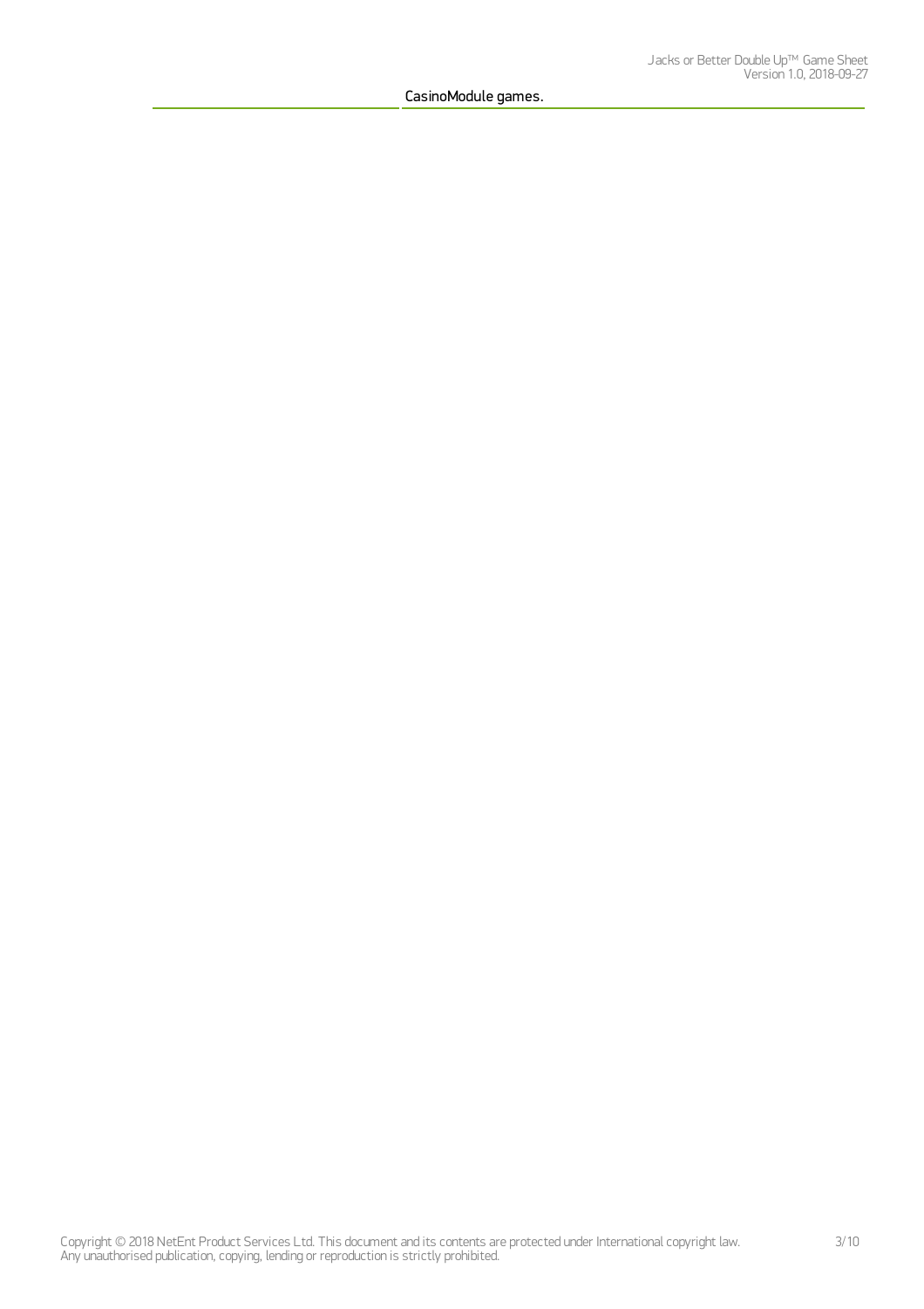CasinoModule games.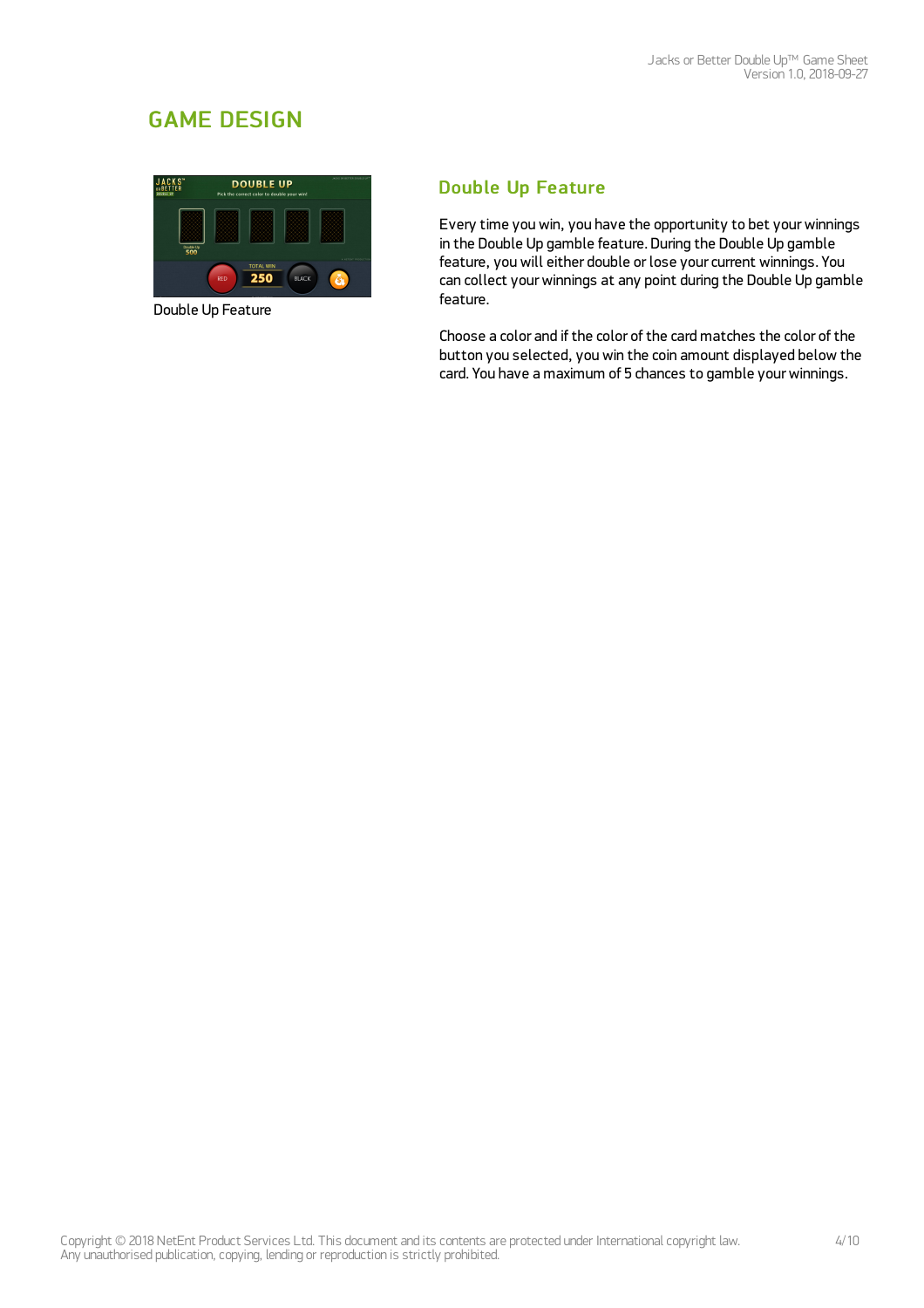## GAME DESIGN

Double Up Feature

### Double Up Feature

Every time you win, you have the opportunity to bet your winnings in the Double Up gamble feature. During the Double Up gamble feature, you will either double or lose your current winnings. You can collect your winnings at any point during the Double Up gamble feature.

Choose a color and if the color of the card matches the color of the button you selected, you win the coin amount displayed below the card. You have a maximum of 5 chances to gamble your winnings.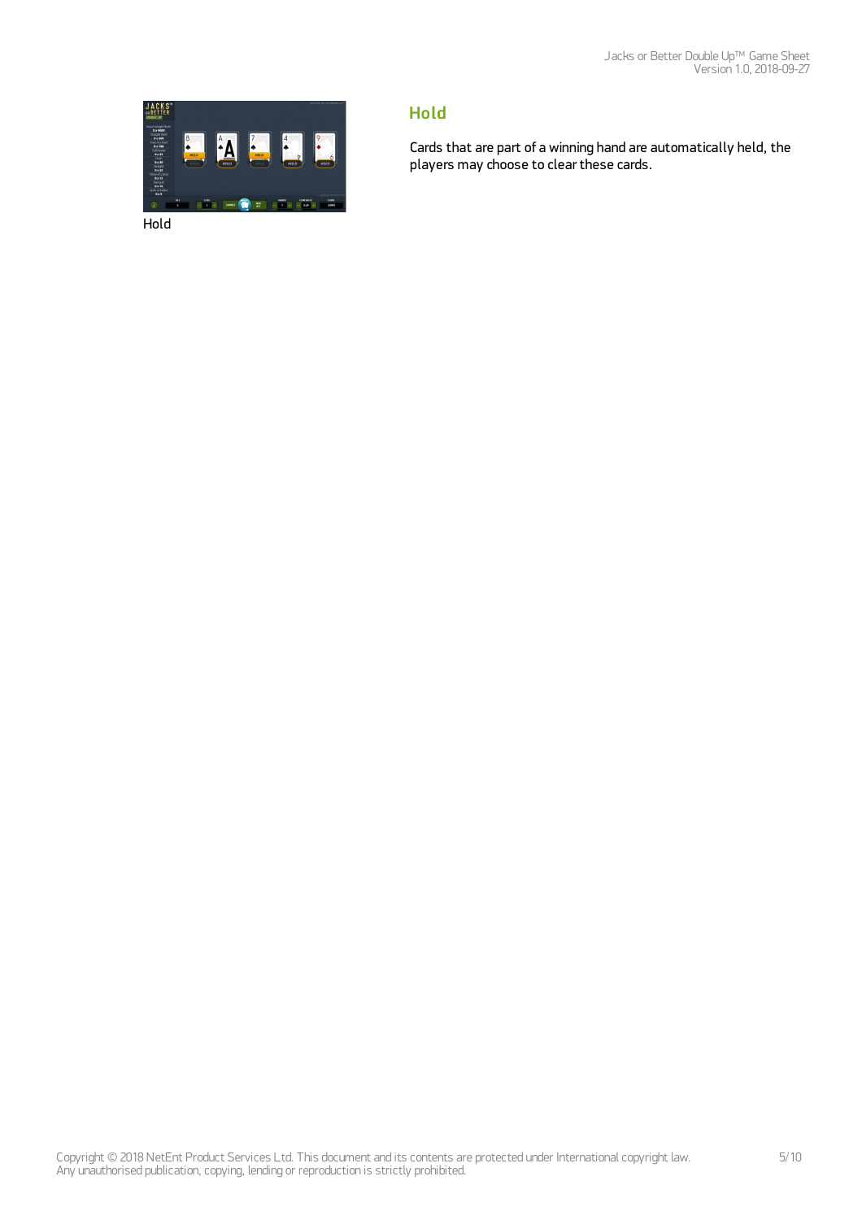Hold

## Hold

Cards that are part of a winning hand are automatically held, the players may choose to clear these cards.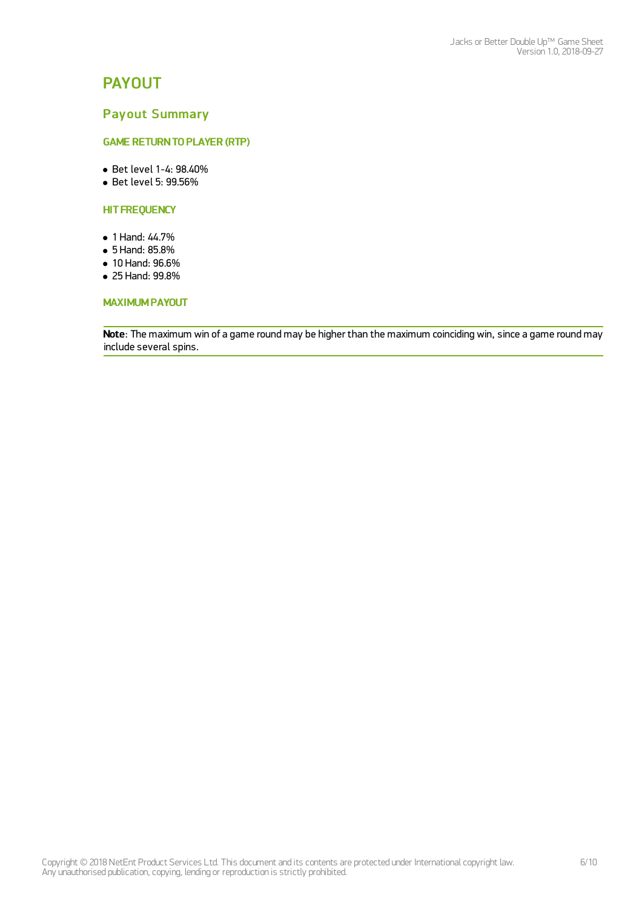# PAYOUT

## Payout Summary

### GAME RETURN TO PLAYER (RTP)

- Bet level 1-4: 98.40%
- Bet level 5: 99.56%

### HIT FREQUENCY

- 1 Hand: 44.7%
- 5 Hand: 85.8%
- 10 Hand: 96.6%
- 25 Hand: 99.8%

### MAXIMUM PAYOUT

**Note**: The maximum win of a game round may be higher than the maximum coinciding win, since a game round may include several spins.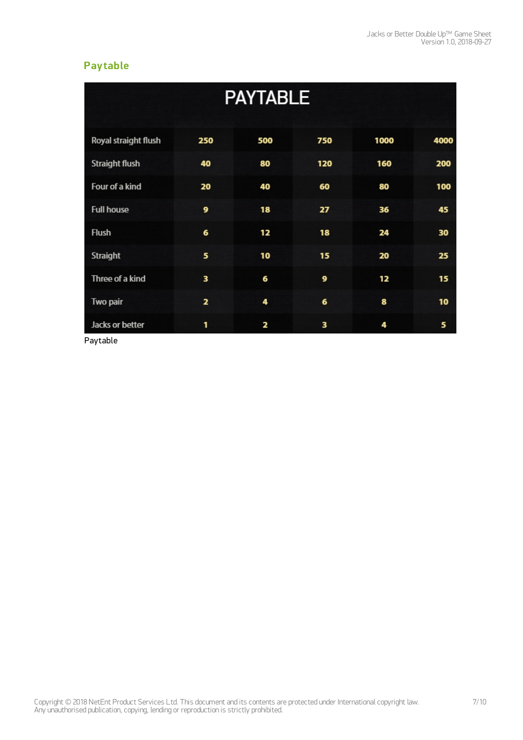## Paytable

| PAYTABLE | | | | | |
|---|---|---|---|---|---|
| Royal straight flush | 250 | 500 | 750 | 1000 | 4000 |
| Straight flush | 40 | 80 | 120 | 160 | 200 |
| Four of a kind | 20 | 40 | 60 | 80 | 100 |
| Full house | 9 | 18 | 27 | 36 | 45 |
| Flush | 6 | 12 | 18 | 24 | 30 |
| Straight | 5 | 10 | 15 | 20 | 25 |
| Three of a kind | 3 | 6 | 9 | 12 | 15 |
| Two pair | 2 | 4 | 6 | 8 | 10 |
| Jacks or better | 1 | 2 | 3 | 4 | 5 |

Paytable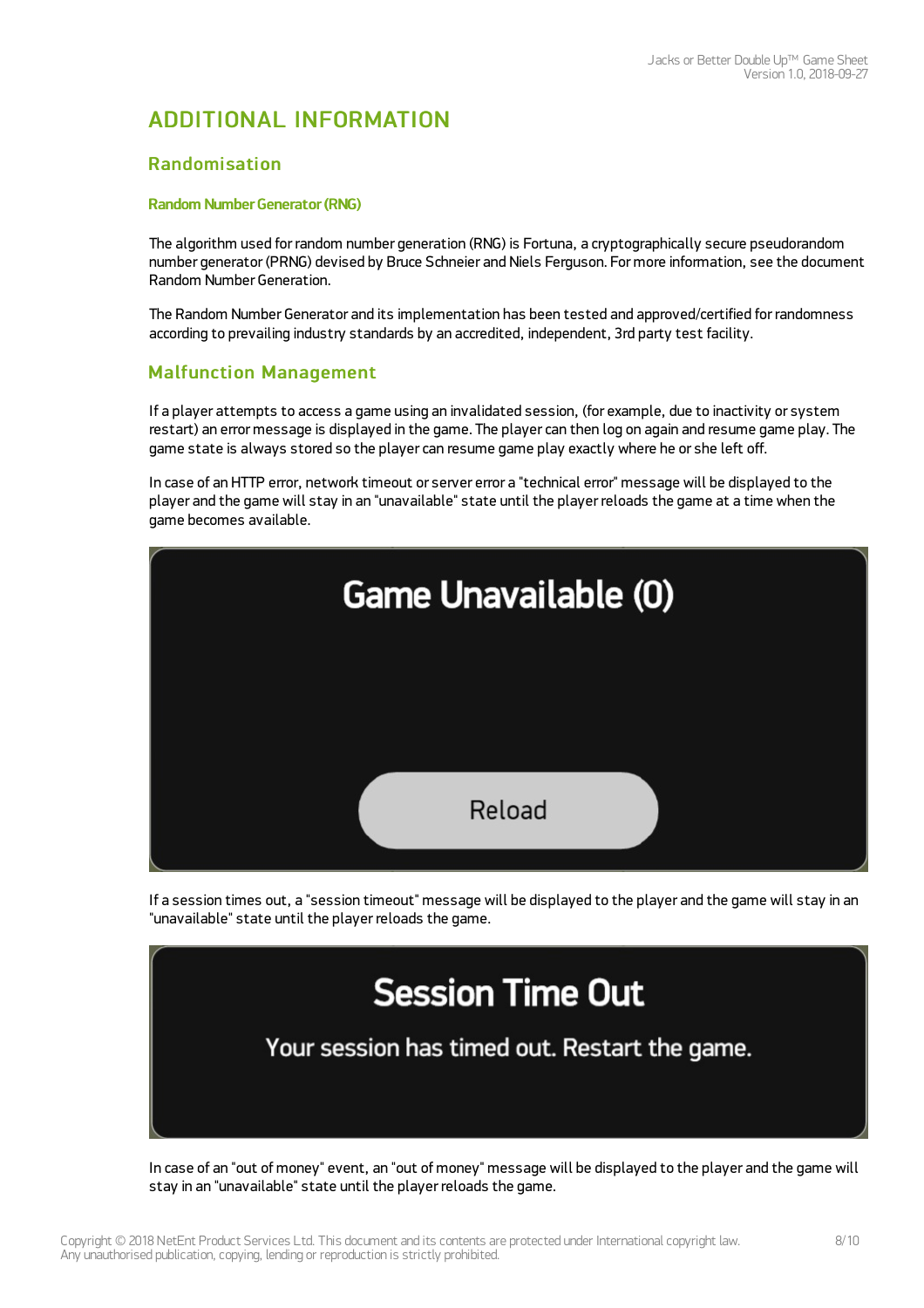# ADDITIONAL INFORMATION

## Randomisation

### Random Number Generator (RNG)

The algorithm used for random number generation (RNG) is Fortuna, a cryptographically secure pseudorandom number generator (PRNG) devised by Bruce Schneier and Niels Ferguson. For more information, see the document Random Number Generation.

The Random Number Generator and its implementation has been tested and approved/certified for randomness according to prevailing industry standards by an accredited, independent, 3rd party test facility.

## Malfunction Management

If a player attempts to access a game using an invalidated session, (for example, due to inactivity or system restart) an error message is displayed in the game. The player can then log on again and resume game play. The game state is always stored so the player can resume game play exactly where he or she left off.

In case of an HTTP error, network timeout or server error a "technical error" message will be displayed to the player and the game will stay in an "unavailable" state until the player reloads the game at a time when the game becomes available.

Game Unavailable (0)

Reload

If a session times out, a "session timeout" message will be displayed to the player and the game will stay in an "unavailable" state until the player reloads the game.

Session Time Out

Your session has timed out. Restart the game.

In case of an "out of money" event, an "out of money" message will be displayed to the player and the game will stay in an "unavailable" state until the player reloads the game.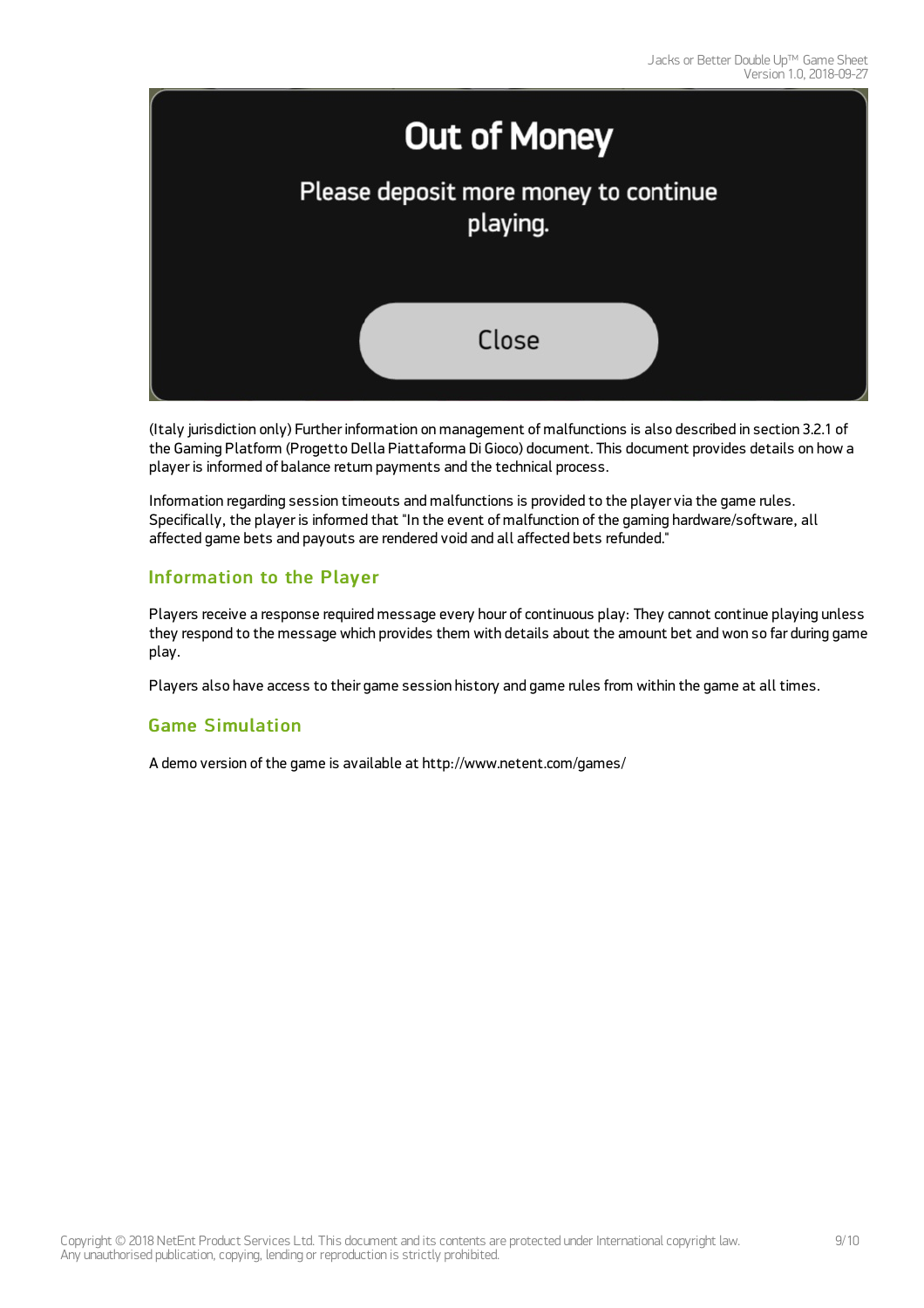Out of Money

Please deposit more money to continue playing.

Close

(Italy jurisdiction only) Further information on management of malfunctions is also described in section 3.2.1 of the Gaming Platform (Progetto Della Piattaforma Di Gioco) document. This document provides details on how a player is informed of balance return payments and the technical process.

Information regarding session timeouts and malfunctions is provided to the player via the game rules. Specifically, the player is informed that "In the event of malfunction of the gaming hardware/software, all affected game bets and payouts are rendered void and all affected bets refunded."

## Information to the Player

Players receive a response required message every hour of continuous play: They cannot continue playing unless they respond to the message which provides them with details about the amount bet and won so far during game play.

Players also have access to their game session history and game rules from within the game at all times.

## Game Simulation

A demo version of the game is available at http://www.netent.com/games/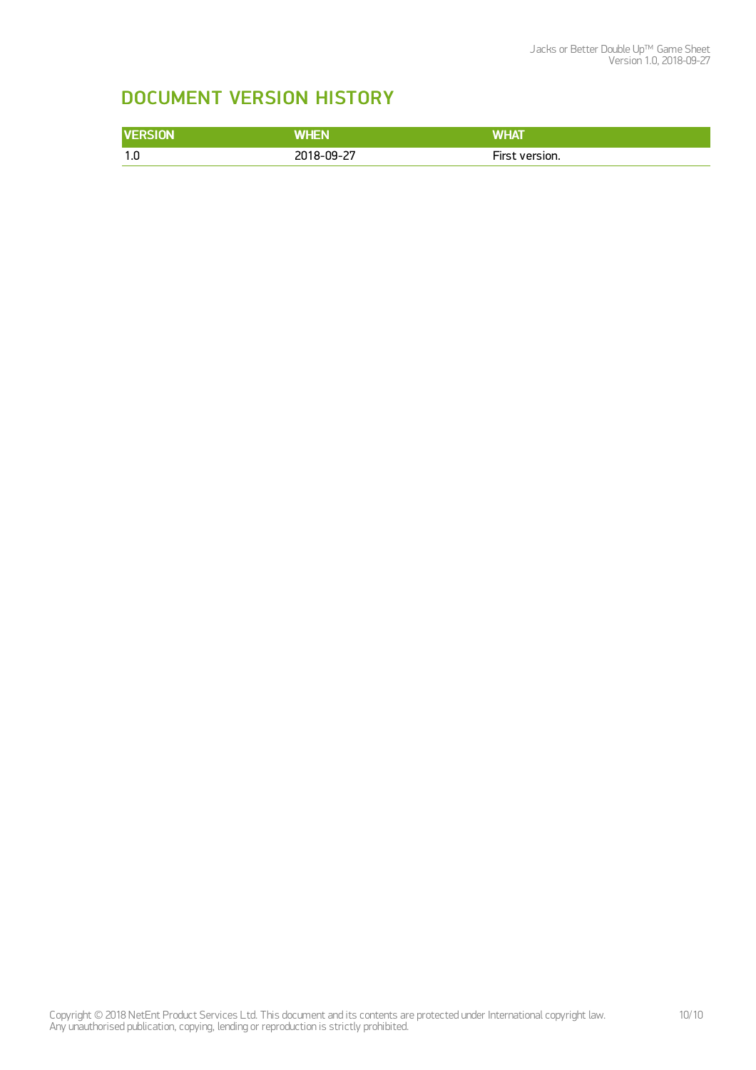## DOCUMENT VERSION HISTORY

| VERSION | WHEN | WHAT |
|---|---|---|
| 1.0 | 2018-09-27 | First version. |